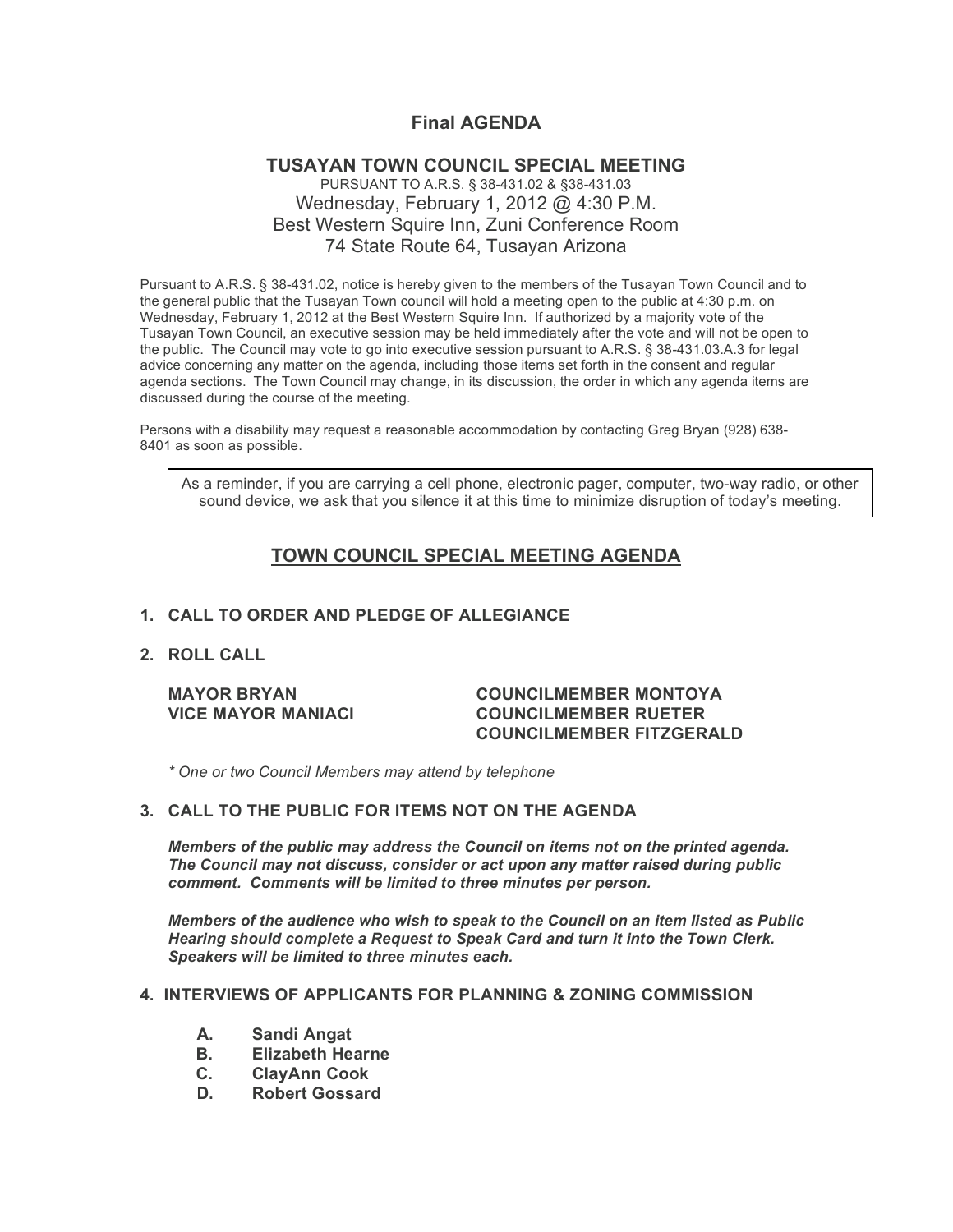# Final AGENDA

## TUSAYAN TOWN COUNCIL SPECIAL MEETING

PURSUANT TO A.R.S. § 38-431.02 & §38-431.03
Wednesday, February 1, 2012 @ 4:30 P.M.
Best Western Squire Inn, Zuni Conference Room
74 State Route 64, Tusayan Arizona

Pursuant to A.R.S. § 38-431.02, notice is hereby given to the members of the Tusayan Town Council and to the general public that the Tusayan Town council will hold a meeting open to the public at 4:30 p.m. on Wednesday, February 1, 2012 at the Best Western Squire Inn. If authorized by a majority vote of the Tusayan Town Council, an executive session may be held immediately after the vote and will not be open to the public. The Council may vote to go into executive session pursuant to A.R.S. § 38-431.03.A.3 for legal advice concerning any matter on the agenda, including those items set forth in the consent and regular agenda sections. The Town Council may change, in its discussion, the order in which any agenda items are discussed during the course of the meeting.

Persons with a disability may request a reasonable accommodation by contacting Greg Bryan (928) 638-8401 as soon as possible.

As a reminder, if you are carrying a cell phone, electronic pager, computer, two-way radio, or other sound device, we ask that you silence it at this time to minimize disruption of today's meeting.

## TOWN COUNCIL SPECIAL MEETING AGENDA

### 1. CALL TO ORDER AND PLEDGE OF ALLEGIANCE

### 2. ROLL CALL

**MAYOR BRYAN**
**VICE MAYOR MANIACI**
**COUNCILMEMBER MONTOYA**
**COUNCILMEMBER RUETER**
**COUNCILMEMBER FITZGERALD**

*\* One or two Council Members may attend by telephone*

### 3. CALL TO THE PUBLIC FOR ITEMS NOT ON THE AGENDA

***Members of the public may address the Council on items not on the printed agenda. The Council may not discuss, consider or act upon any matter raised during public comment. Comments will be limited to three minutes per person.***

***Members of the audience who wish to speak to the Council on an item listed as Public Hearing should complete a Request to Speak Card and turn it into the Town Clerk. Speakers will be limited to three minutes each.***

### 4. INTERVIEWS OF APPLICANTS FOR PLANNING & ZONING COMMISSION

- **A. Sandi Angat**
- **B. Elizabeth Hearne**
- **C. ClayAnn Cook**
- **D. Robert Gossard**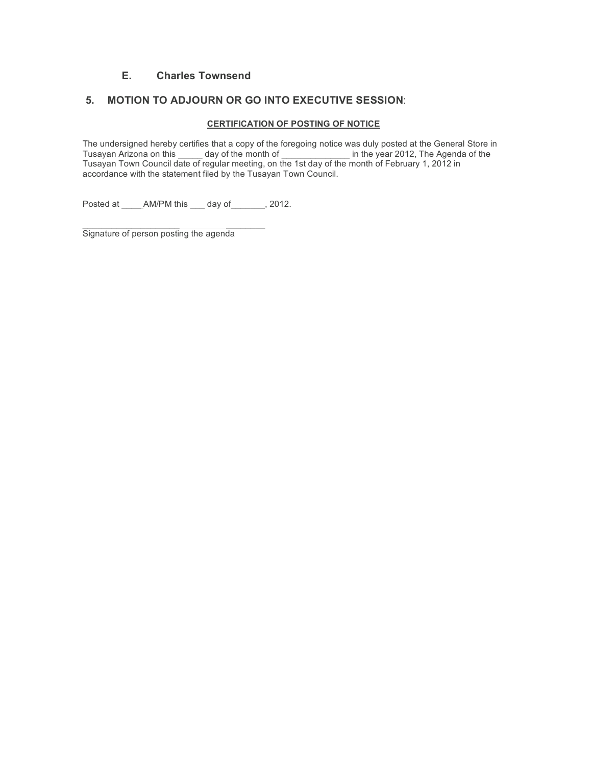**E. Charles Townsend**

**5. MOTION TO ADJOURN OR GO INTO EXECUTIVE SESSION**:

**CERTIFICATION OF POSTING OF NOTICE**

The undersigned hereby certifies that a copy of the foregoing notice was duly posted at the General Store in Tusayan Arizona on this _____ day of the month of ______________ in the year 2012, The Agenda of the Tusayan Town Council date of regular meeting, on the 1st day of the month of February 1, 2012 in accordance with the statement filed by the Tusayan Town Council.

Posted at _____AM/PM this ___ day of_______, 2012.

_____________________________________

Signature of person posting the agenda